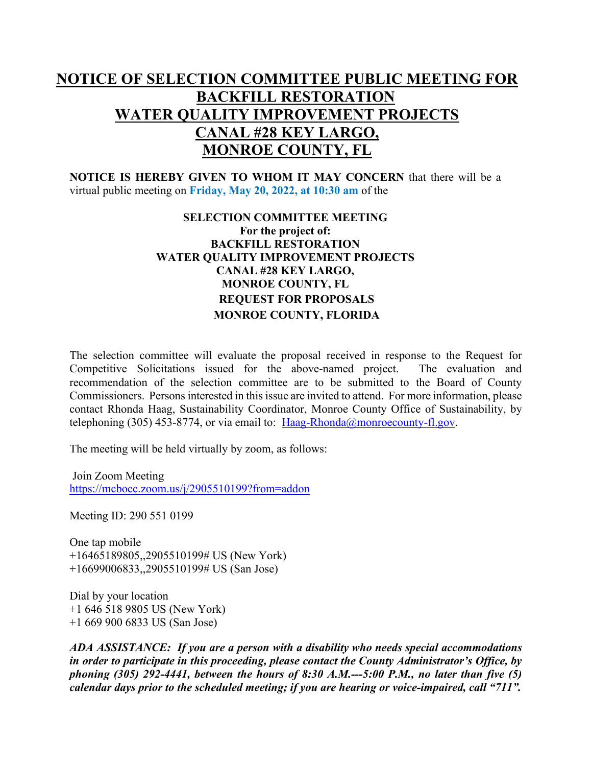# NOTICE OF SELECTION COMMITTEE PUBLIC MEETING FOR BACKFILL RESTORATION WATER QUALITY IMPROVEMENT PROJECTS CANAL #28 KEY LARGO, MONROE COUNTY, FL

**NOTICE IS HEREBY GIVEN TO WHOM IT MAY CONCERN** that there will be a virtual public meeting on **Friday, May 20, 2022, at 10:30 am** of the

**SELECTION COMMITTEE MEETING**
**For the project of:**
**BACKFILL RESTORATION**
**WATER QUALITY IMPROVEMENT PROJECTS**
**CANAL #28 KEY LARGO,**
**MONROE COUNTY, FL**
**REQUEST FOR PROPOSALS**
**MONROE COUNTY, FLORIDA**

The selection committee will evaluate the proposal received in response to the Request for Competitive Solicitations issued for the above-named project. The evaluation and recommendation of the selection committee are to be submitted to the Board of County Commissioners. Persons interested in this issue are invited to attend. For more information, please contact Rhonda Haag, Sustainability Coordinator, Monroe County Office of Sustainability, by telephoning (305) 453-8774, or via email to: Haag-Rhonda@monroecounty-fl.gov.

The meeting will be held virtually by zoom, as follows:

Join Zoom Meeting
https://mcbocc.zoom.us/j/2905510199?from=addon

Meeting ID: 290 551 0199

One tap mobile
+16465189805,,2905510199# US (New York)
+16699006833,,2905510199# US (San Jose)

Dial by your location
+1 646 518 9805 US (New York)
+1 669 900 6833 US (San Jose)

***ADA ASSISTANCE: If you are a person with a disability who needs special accommodations in order to participate in this proceeding, please contact the County Administrator's Office, by phoning (305) 292-4441, between the hours of 8:30 A.M.---5:00 P.M., no later than five (5) calendar days prior to the scheduled meeting; if you are hearing or voice-impaired, call "711".***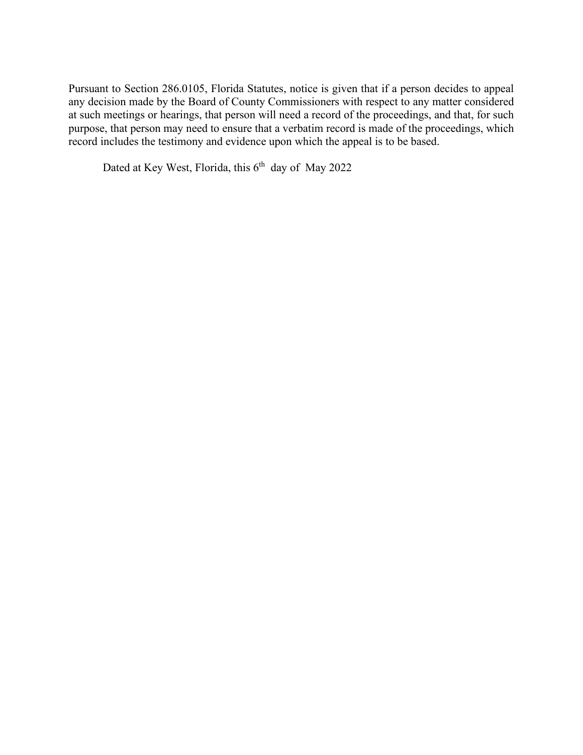Pursuant to Section 286.0105, Florida Statutes, notice is given that if a person decides to appeal any decision made by the Board of County Commissioners with respect to any matter considered at such meetings or hearings, that person will need a record of the proceedings, and that, for such purpose, that person may need to ensure that a verbatim record is made of the proceedings, which record includes the testimony and evidence upon which the appeal is to be based.

Dated at Key West, Florida, this 6th day of May 2022